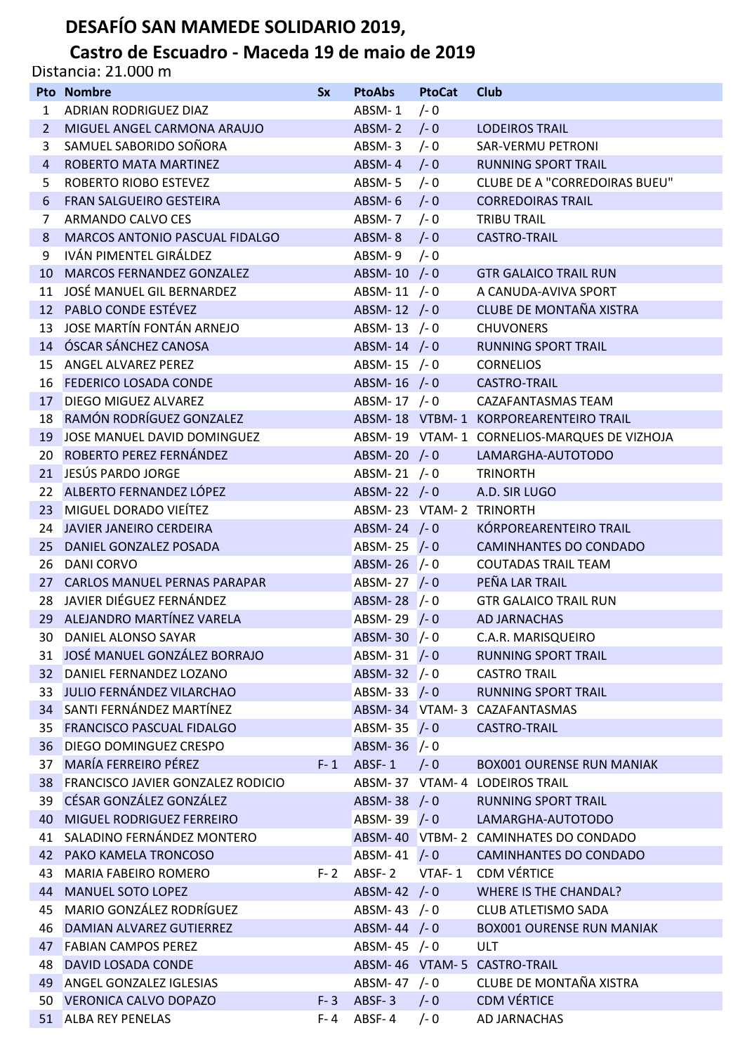# DESAFÍO SAN MAMEDE SOLIDARIO 2019,

## Castro de Escuadro - Maceda 19 de maio de 2019

Distancia: 21.000 m

| Pto | Nombre | Sx | PtoAbs | PtoCat | Club |
|---|---|---|---|---|---|
| 1 | ADRIAN RODRIGUEZ DIAZ | | ABSM- 1 | /- 0 | |
| 2 | MIGUEL ANGEL CARMONA ARAUJO | | ABSM- 2 | /- 0 | LODEIROS TRAIL |
| 3 | SAMUEL SABORIDO SOÑORA | | ABSM- 3 | /- 0 | SAR-VERMU PETRONI |
| 4 | ROBERTO MATA MARTINEZ | | ABSM- 4 | /- 0 | RUNNING SPORT TRAIL |
| 5 | ROBERTO RIOBO ESTEVEZ | | ABSM- 5 | /- 0 | CLUBE DE A "CORREDOIRAS BUEU" |
| 6 | FRAN SALGUEIRO GESTEIRA | | ABSM- 6 | /- 0 | CORREDOIRAS TRAIL |
| 7 | ARMANDO CALVO CES | | ABSM- 7 | /- 0 | TRIBU TRAIL |
| 8 | MARCOS ANTONIO PASCUAL FIDALGO | | ABSM- 8 | /- 0 | CASTRO-TRAIL |
| 9 | IVÁN PIMENTEL GIRÁLDEZ | | ABSM- 9 | /- 0 | |
| 10 | MARCOS FERNANDEZ GONZALEZ | | ABSM- 10 | /- 0 | GTR GALAICO TRAIL RUN |
| 11 | JOSÉ MANUEL GIL BERNARDEZ | | ABSM- 11 | /- 0 | A CANUDA-AVIVA SPORT |
| 12 | PABLO CONDE ESTÉVEZ | | ABSM- 12 | /- 0 | CLUBE DE MONTAÑA XISTRA |
| 13 | JOSE MARTÍN FONTÁN ARNEJO | | ABSM- 13 | /- 0 | CHUVONERS |
| 14 | ÓSCAR SÁNCHEZ CANOSA | | ABSM- 14 | /- 0 | RUNNING SPORT TRAIL |
| 15 | ANGEL ALVAREZ PEREZ | | ABSM- 15 | /- 0 | CORNELIOS |
| 16 | FEDERICO LOSADA CONDE | | ABSM- 16 | /- 0 | CASTRO-TRAIL |
| 17 | DIEGO MIGUEZ ALVAREZ | | ABSM- 17 | /- 0 | CAZAFANTASMAS TEAM |
| 18 | RAMÓN RODRÍGUEZ GONZALEZ | | ABSM- 18 | VTBM- 1 | KORPOREARENTEIRO TRAIL |
| 19 | JOSE MANUEL DAVID DOMINGUEZ | | ABSM- 19 | VTAM- 1 | CORNELIOS-MARQUES DE VIZHOJA |
| 20 | ROBERTO PEREZ FERNÁNDEZ | | ABSM- 20 | /- 0 | LAMARGHA-AUTOTODO |
| 21 | JESÚS PARDO JORGE | | ABSM- 21 | /- 0 | TRINORTH |
| 22 | ALBERTO FERNANDEZ LÓPEZ | | ABSM- 22 | /- 0 | A.D. SIR LUGO |
| 23 | MIGUEL DORADO VIEÍTEZ | | ABSM- 23 | VTAM- 2 | TRINORTH |
| 24 | JAVIER JANEIRO CERDEIRA | | ABSM- 24 | /- 0 | KÓRPOREARENTEIRO TRAIL |
| 25 | DANIEL GONZALEZ POSADA | | ABSM- 25 | /- 0 | CAMINHANTES DO CONDADO |
| 26 | DANI CORVO | | ABSM- 26 | /- 0 | COUTADAS TRAIL TEAM |
| 27 | CARLOS MANUEL PERNAS PARAPAR | | ABSM- 27 | /- 0 | PEÑA LAR TRAIL |
| 28 | JAVIER DIÉGUEZ FERNÁNDEZ | | ABSM- 28 | /- 0 | GTR GALAICO TRAIL RUN |
| 29 | ALEJANDRO MARTÍNEZ VARELA | | ABSM- 29 | /- 0 | AD JARNACHAS |
| 30 | DANIEL ALONSO SAYAR | | ABSM- 30 | /- 0 | C.A.R. MARISQUEIRO |
| 31 | JOSÉ MANUEL GONZÁLEZ BORRAJO | | ABSM- 31 | /- 0 | RUNNING SPORT TRAIL |
| 32 | DANIEL FERNANDEZ LOZANO | | ABSM- 32 | /- 0 | CASTRO TRAIL |
| 33 | JULIO FERNÁNDEZ VILARCHAO | | ABSM- 33 | /- 0 | RUNNING SPORT TRAIL |
| 34 | SANTI FERNÁNDEZ MARTÍNEZ | | ABSM- 34 | VTAM- 3 | CAZAFANTASMAS |
| 35 | FRANCISCO PASCUAL FIDALGO | | ABSM- 35 | /- 0 | CASTRO-TRAIL |
| 36 | DIEGO DOMINGUEZ CRESPO | | ABSM- 36 | /- 0 | |
| 37 | MARÍA FERREIRO PÉREZ | F- 1 | ABSF- 1 | /- 0 | BOX001 OURENSE RUN MANIAK |
| 38 | FRANCISCO JAVIER GONZALEZ RODICIO | | ABSM- 37 | VTAM- 4 | LODEIROS TRAIL |
| 39 | CÉSAR GONZÁLEZ GONZÁLEZ | | ABSM- 38 | /- 0 | RUNNING SPORT TRAIL |
| 40 | MIGUEL RODRIGUEZ FERREIRO | | ABSM- 39 | /- 0 | LAMARGHA-AUTOTODO |
| 41 | SALADINO FERNÁNDEZ MONTERO | | ABSM- 40 | VTBM- 2 | CAMINHATES DO CONDADO |
| 42 | PAKO KAMELA TRONCOSO | | ABSM- 41 | /- 0 | CAMINHANTES DO CONDADO |
| 43 | MARIA FABEIRO ROMERO | F- 2 | ABSF- 2 | VTAF- 1 | CDM VÉRTICE |
| 44 | MANUEL SOTO LOPEZ | | ABSM- 42 | /- 0 | WHERE IS THE CHANDAL? |
| 45 | MARIO GONZÁLEZ RODRÍGUEZ | | ABSM- 43 | /- 0 | CLUB ATLETISMO SADA |
| 46 | DAMIAN ALVAREZ GUTIERREZ | | ABSM- 44 | /- 0 | BOX001 OURENSE RUN MANIAK |
| 47 | FABIAN CAMPOS PEREZ | | ABSM- 45 | /- 0 | ULT |
| 48 | DAVID LOSADA CONDE | | ABSM- 46 | VTAM- 5 | CASTRO-TRAIL |
| 49 | ANGEL GONZALEZ IGLESIAS | | ABSM- 47 | /- 0 | CLUBE DE MONTAÑA XISTRA |
| 50 | VERONICA CALVO DOPAZO | F- 3 | ABSF- 3 | /- 0 | CDM VÉRTICE |
| 51 | ALBA REY PENELAS | F- 4 | ABSF- 4 | /- 0 | AD JARNACHAS |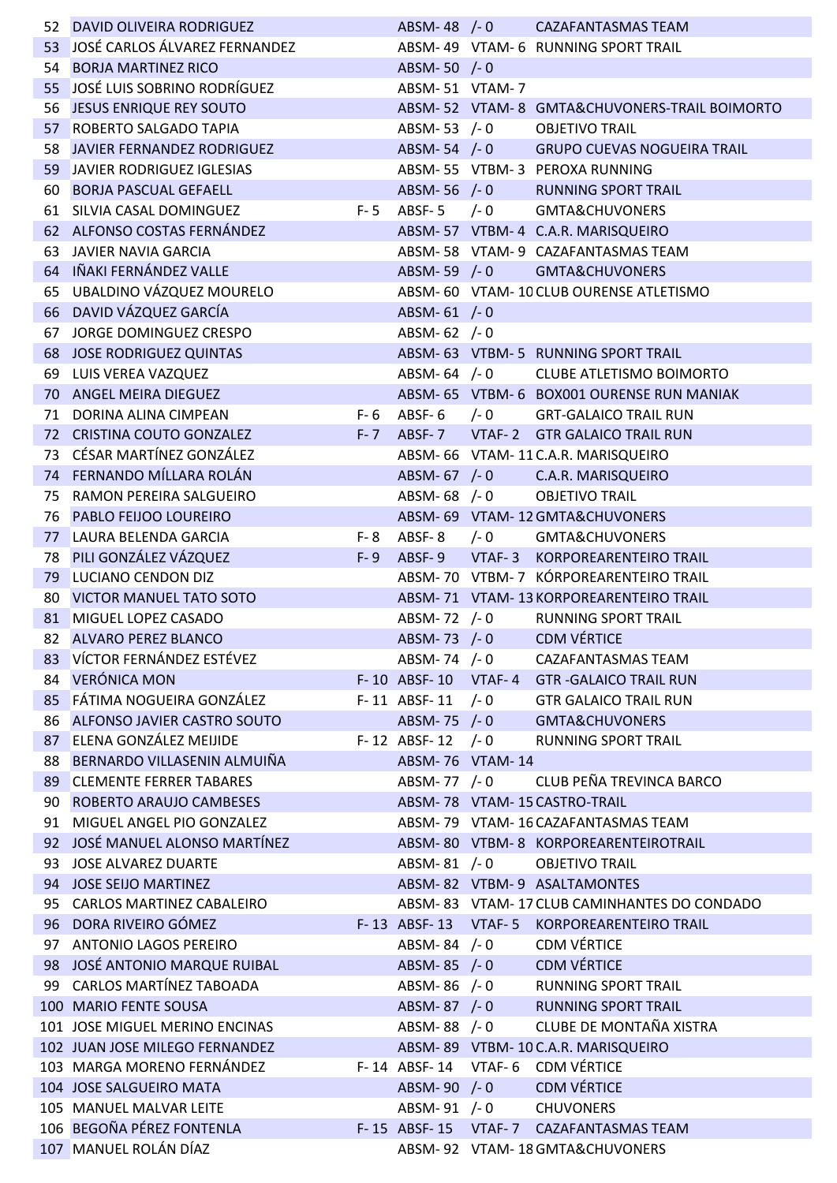| | | | | | |
|---|---|---|---|---|---|
| 52 | DAVID OLIVEIRA RODRIGUEZ | | ABSM- 48 | /- 0 | CAZAFANTASMAS TEAM |
| 53 | JOSÉ CARLOS ÁLVAREZ FERNANDEZ | | ABSM- 49 | VTAM- 6 | RUNNING SPORT TRAIL |
| 54 | BORJA MARTINEZ RICO | | ABSM- 50 | /- 0 | |
| 55 | JOSÉ LUIS SOBRINO RODRÍGUEZ | | ABSM- 51 | VTAM- 7 | |
| 56 | JESUS ENRIQUE REY SOUTO | | ABSM- 52 | VTAM- 8 | GMTA&CHUVONERS-TRAIL BOIMORTO |
| 57 | ROBERTO SALGADO TAPIA | | ABSM- 53 | /- 0 | OBJETIVO TRAIL |
| 58 | JAVIER FERNANDEZ RODRIGUEZ | | ABSM- 54 | /- 0 | GRUPO CUEVAS NOGUEIRA TRAIL |
| 59 | JAVIER RODRIGUEZ IGLESIAS | | ABSM- 55 | VTBM- 3 | PEROXA RUNNING |
| 60 | BORJA PASCUAL GEFAELL | | ABSM- 56 | /- 0 | RUNNING SPORT TRAIL |
| 61 | SILVIA CASAL DOMINGUEZ | F- 5 | ABSF- 5 | /- 0 | GMTA&CHUVONERS |
| 62 | ALFONSO COSTAS FERNÁNDEZ | | ABSM- 57 | VTBM- 4 | C.A.R. MARISQUEIRO |
| 63 | JAVIER NAVIA GARCIA | | ABSM- 58 | VTAM- 9 | CAZAFANTASMAS TEAM |
| 64 | IÑAKI FERNÁNDEZ VALLE | | ABSM- 59 | /- 0 | GMTA&CHUVONERS |
| 65 | UBALDINO VÁZQUEZ MOURELO | | ABSM- 60 | VTAM- 10 | CLUB OURENSE ATLETISMO |
| 66 | DAVID VÁZQUEZ GARCÍA | | ABSM- 61 | /- 0 | |
| 67 | JORGE DOMINGUEZ CRESPO | | ABSM- 62 | /- 0 | |
| 68 | JOSE RODRIGUEZ QUINTAS | | ABSM- 63 | VTBM- 5 | RUNNING SPORT TRAIL |
| 69 | LUIS VEREA VAZQUEZ | | ABSM- 64 | /- 0 | CLUBE ATLETISMO BOIMORTO |
| 70 | ANGEL MEIRA DIEGUEZ | | ABSM- 65 | VTBM- 6 | BOX001 OURENSE RUN MANIAK |
| 71 | DORINA ALINA CIMPEAN | F- 6 | ABSF- 6 | /- 0 | GRT-GALAICO TRAIL RUN |
| 72 | CRISTINA COUTO GONZALEZ | F- 7 | ABSF- 7 | VTAF- 2 | GTR GALAICO TRAIL RUN |
| 73 | CÉSAR MARTÍNEZ GONZÁLEZ | | ABSM- 66 | VTAM- 11 | C.A.R. MARISQUEIRO |
| 74 | FERNANDO MÍLLARA ROLÁN | | ABSM- 67 | /- 0 | C.A.R. MARISQUEIRO |
| 75 | RAMON PEREIRA SALGUEIRO | | ABSM- 68 | /- 0 | OBJETIVO TRAIL |
| 76 | PABLO FEIJOO LOUREIRO | | ABSM- 69 | VTAM- 12 | GMTA&CHUVONERS |
| 77 | LAURA BELENDA GARCIA | F- 8 | ABSF- 8 | /- 0 | GMTA&CHUVONERS |
| 78 | PILI GONZÁLEZ VÁZQUEZ | F- 9 | ABSF- 9 | VTAF- 3 | KORPOREARENTEIRO TRAIL |
| 79 | LUCIANO CENDON DIZ | | ABSM- 70 | VTBM- 7 | KÓRPOREARENTEIRO TRAIL |
| 80 | VICTOR MANUEL TATO SOTO | | ABSM- 71 | VTAM- 13 | KORPOREARENTEIRO TRAIL |
| 81 | MIGUEL LOPEZ CASADO | | ABSM- 72 | /- 0 | RUNNING SPORT TRAIL |
| 82 | ALVARO PEREZ BLANCO | | ABSM- 73 | /- 0 | CDM VÉRTICE |
| 83 | VÍCTOR FERNÁNDEZ ESTÉVEZ | | ABSM- 74 | /- 0 | CAZAFANTASMAS TEAM |
| 84 | VERÓNICA MON | F- 10 | ABSF- 10 | VTAF- 4 | GTR -GALAICO TRAIL RUN |
| 85 | FÁTIMA NOGUEIRA GONZÁLEZ | F- 11 | ABSF- 11 | /- 0 | GTR GALAICO TRAIL RUN |
| 86 | ALFONSO JAVIER CASTRO SOUTO | | ABSM- 75 | /- 0 | GMTA&CHUVONERS |
| 87 | ELENA GONZÁLEZ MEIJIDE | F- 12 | ABSF- 12 | /- 0 | RUNNING SPORT TRAIL |
| 88 | BERNARDO VILLASENIN ALMUIÑA | | ABSM- 76 | VTAM- 14 | |
| 89 | CLEMENTE FERRER TABARES | | ABSM- 77 | /- 0 | CLUB PEÑA TREVINCA BARCO |
| 90 | ROBERTO ARAUJO CAMBESES | | ABSM- 78 | VTAM- 15 | CASTRO-TRAIL |
| 91 | MIGUEL ANGEL PIO GONZALEZ | | ABSM- 79 | VTAM- 16 | CAZAFANTASMAS TEAM |
| 92 | JOSÉ MANUEL ALONSO MARTÍNEZ | | ABSM- 80 | VTBM- 8 | KORPOREARENTEIROTRAIL |
| 93 | JOSE ALVAREZ DUARTE | | ABSM- 81 | /- 0 | OBJETIVO TRAIL |
| 94 | JOSE SEIJO MARTINEZ | | ABSM- 82 | VTBM- 9 | ASALTAMONTES |
| 95 | CARLOS MARTINEZ CABALEIRO | | ABSM- 83 | VTAM- 17 | CLUB CAMINHANTES DO CONDADO |
| 96 | DORA RIVEIRO GÓMEZ | F- 13 | ABSF- 13 | VTAF- 5 | KORPOREARENTEIRO TRAIL |
| 97 | ANTONIO LAGOS PEREIRO | | ABSM- 84 | /- 0 | CDM VÉRTICE |
| 98 | JOSÉ ANTONIO MARQUE RUIBAL | | ABSM- 85 | /- 0 | CDM VÉRTICE |
| 99 | CARLOS MARTÍNEZ TABOADA | | ABSM- 86 | /- 0 | RUNNING SPORT TRAIL |
| 100 | MARIO FENTE SOUSA | | ABSM- 87 | /- 0 | RUNNING SPORT TRAIL |
| 101 | JOSE MIGUEL MERINO ENCINAS | | ABSM- 88 | /- 0 | CLUBE DE MONTAÑA XISTRA |
| 102 | JUAN JOSE MILEGO FERNANDEZ | | ABSM- 89 | VTBM- 10 | C.A.R. MARISQUEIRO |
| 103 | MARGA MORENO FERNÁNDEZ | F- 14 | ABSF- 14 | VTAF- 6 | CDM VÉRTICE |
| 104 | JOSE SALGUEIRO MATA | | ABSM- 90 | /- 0 | CDM VÉRTICE |
| 105 | MANUEL MALVAR LEITE | | ABSM- 91 | /- 0 | CHUVONERS |
| 106 | BEGOÑA PÉREZ FONTENLA | F- 15 | ABSF- 15 | VTAF- 7 | CAZAFANTASMAS TEAM |
| 107 | MANUEL ROLÁN DÍAZ | | ABSM- 92 | VTAM- 18 | GMTA&CHUVONERS |